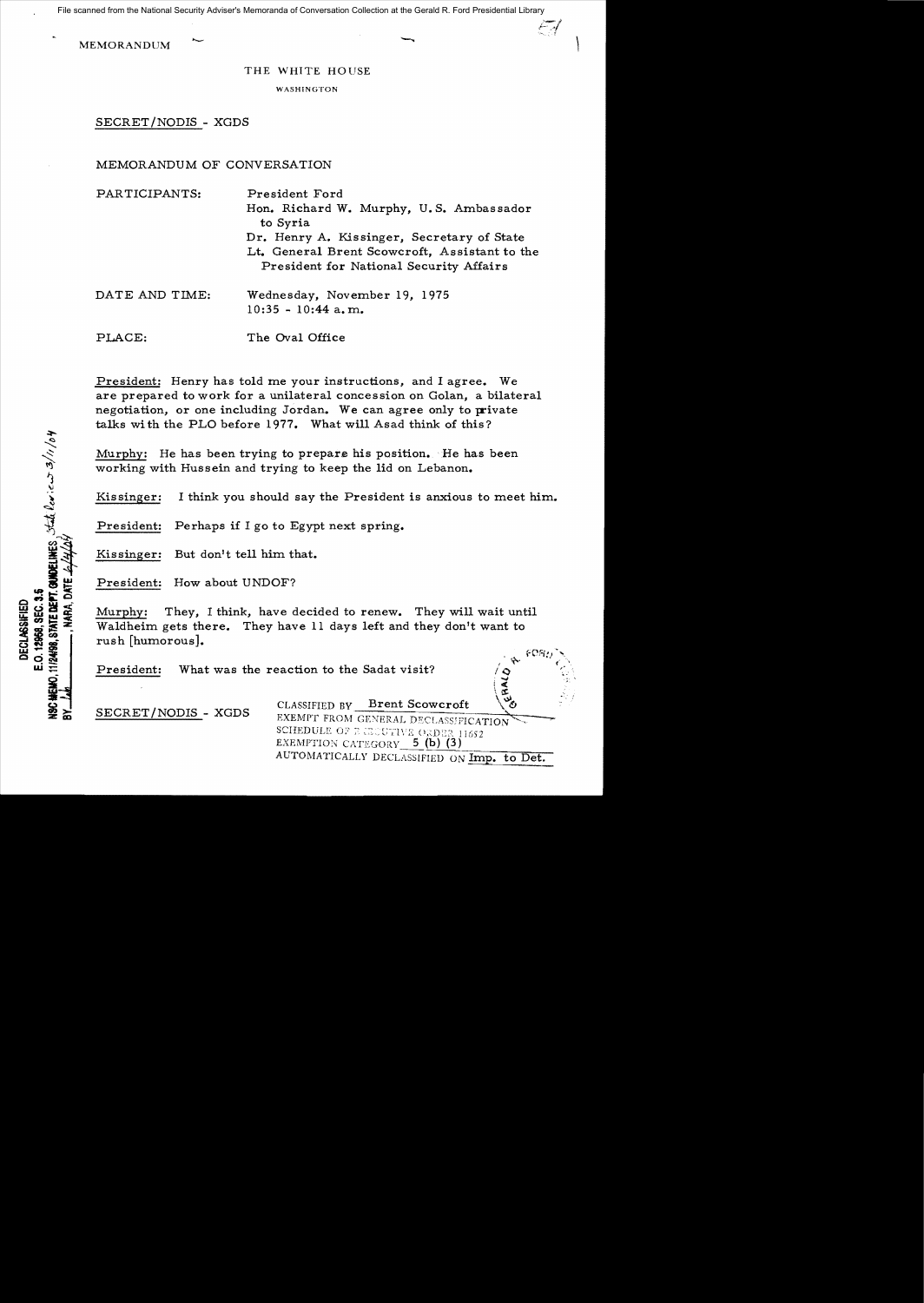File scanned from the National Security Adviser's Memoranda of Conversation Collection at the Gerald R. Ford Presidential Library

MEMORANDUM

THE WHITE HOUSE

WASHINGTON

SECRET/NODIS - XGDS

MEMORANDUM OF CONVERSATION

PARTICIPANTS: President Ford
Hon. Richard W. Murphy, U.S. Ambassador to Syria
Dr. Henry A. Kissinger, Secretary of State
Lt. General Brent Scowcroft, Assistant to the President for National Security Affairs

DATE AND TIME: Wednesday, November 19, 1975
10:35 - 10:44 a.m.

PLACE: The Oval Office

DECLASSIFIED
E.O. 12958, SEC. 3.5
NSC MEMO, 11/24/98, STATE DEPT. GUIDELINES, State Review 3/11/04
BY ___, NARA, DATE 6/14/04

President: Henry has told me your instructions, and I agree. We are prepared to work for a unilateral concession on Golan, a bilateral negotiation, or one including Jordan. We can agree only to private talks with the PLO before 1977. What will Asad think of this?

Murphy: He has been trying to prepare his position. He has been working with Hussein and trying to keep the lid on Lebanon.

Kissinger: I think you should say the President is anxious to meet him.

President: Perhaps if I go to Egypt next spring.

Kissinger: But don't tell him that.

President: How about UNDOF?

Murphy: They, I think, have decided to renew. They will wait until Waldheim gets there. They have 11 days left and they don't want to rush [humorous].

President: What was the reaction to the Sadat visit?

SECRET/NODIS - XGDS

CLASSIFIED BY Brent Scowcroft
EXEMPT FROM GENERAL DECLASSIFICATION SCHEDULE OF EXECUTIVE ORDER 11652
EXEMPTION CATEGORY 5 (b) (3)
AUTOMATICALLY DECLASSIFIED ON Imp. to Det.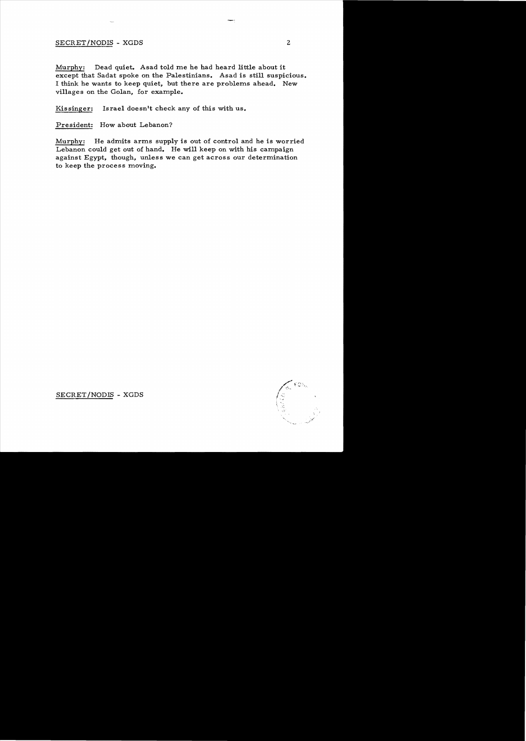SECRET/NODIS - XGDS

Murphy: Dead quiet. Asad told me he had heard little about it except that Sadat spoke on the Palestinians. Asad is still suspicious. I think he wants to keep quiet, but there are problems ahead. New villages on the Golan, for example.

Kissinger: Israel doesn't check any of this with us.

President: How about Lebanon?

Murphy: He admits arms supply is out of control and he is worried Lebanon could get out of hand. He will keep on with his campaign against Egypt, though, unless we can get across our determination to keep the process moving.

SECRET/NODIS - XGDS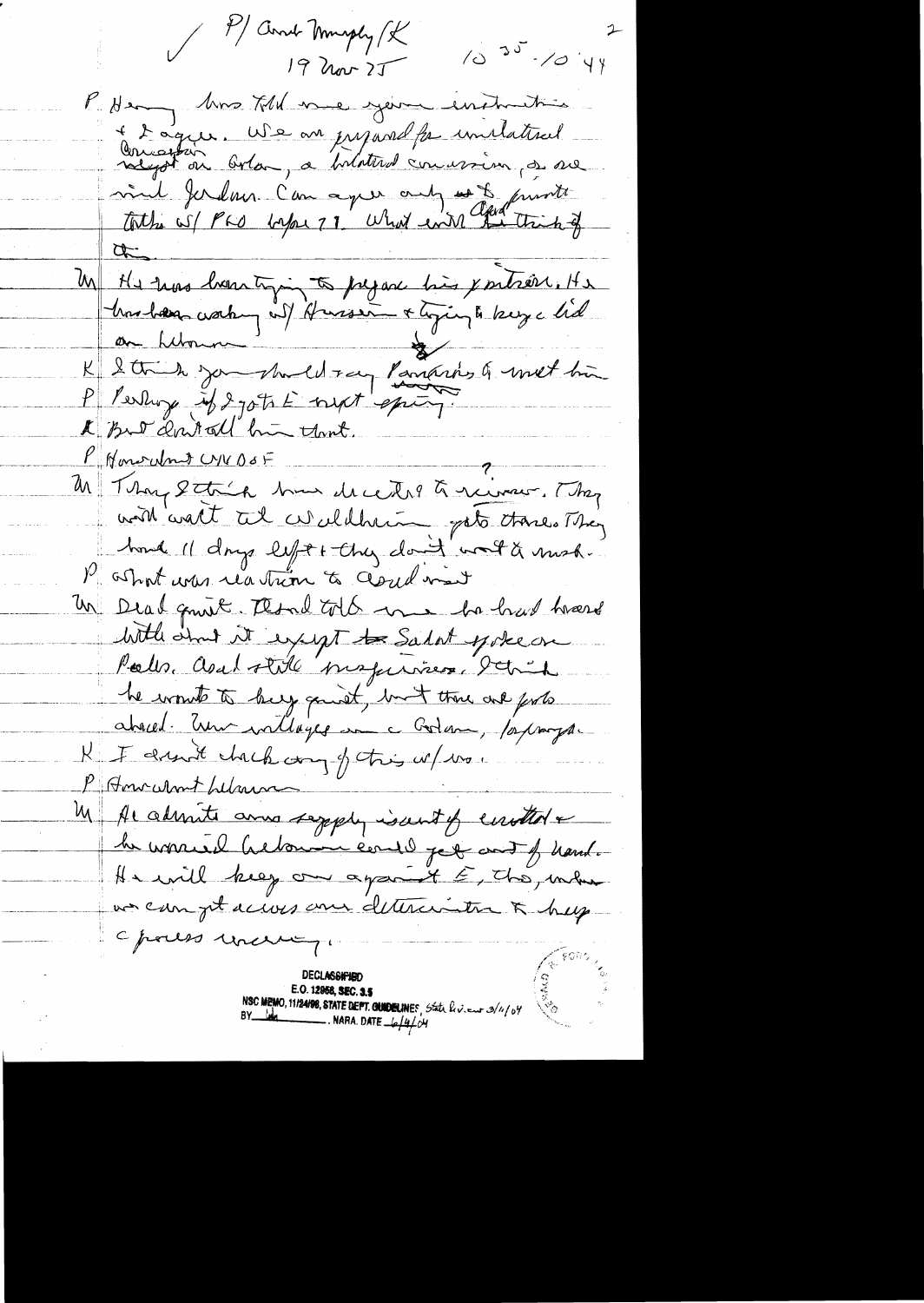✓ P/ Amb Murphy/K

19 Nov 75

10³⁵ - 10⁴⁴

2

P Henry has told me your instructions & I agree. We are prepared for unilateral Canadian [?] on Golan, a bilateral conversion, as we said Jordan. Can agree only to 8 months talks w/ PLO before 77. What will Asad think of this.

M He has been trying to prepare his position. He has been working w/ Hussein & trying to keep a lid on Lebanon.

K I think you should say Pakistan to meet him

P Perhaps if I got to E next spring.

K But don't tell him that.

P How about UNDOF

M They I think has decided to renew. They will wait til Waldheim gets there. They have 11 days left & they don't want a mess.

P What was reaction to Arad visit

M Dead quiet. [?] told me he had heard little about it except Sadat spoke on Peoples. Asad still suspicious. I think he wants to keep quiet, but there are pols ahead. New villages on Golan, [?].

K I don't back any of this w/ us.

P How about Lebanon

M He admits arms supply is out of control & he worried Lebanon could get out of hand. He will keep on against E, tho, unless we can get across our determination to keep process moving.

DECLASSIFIED
E.O. 12958, SEC. 3.5
NSC MEMO, 11/24/98, STATE DEPT. GUIDELINES State Review 3/11/04
BY ___ NARA. DATE 6/4/04